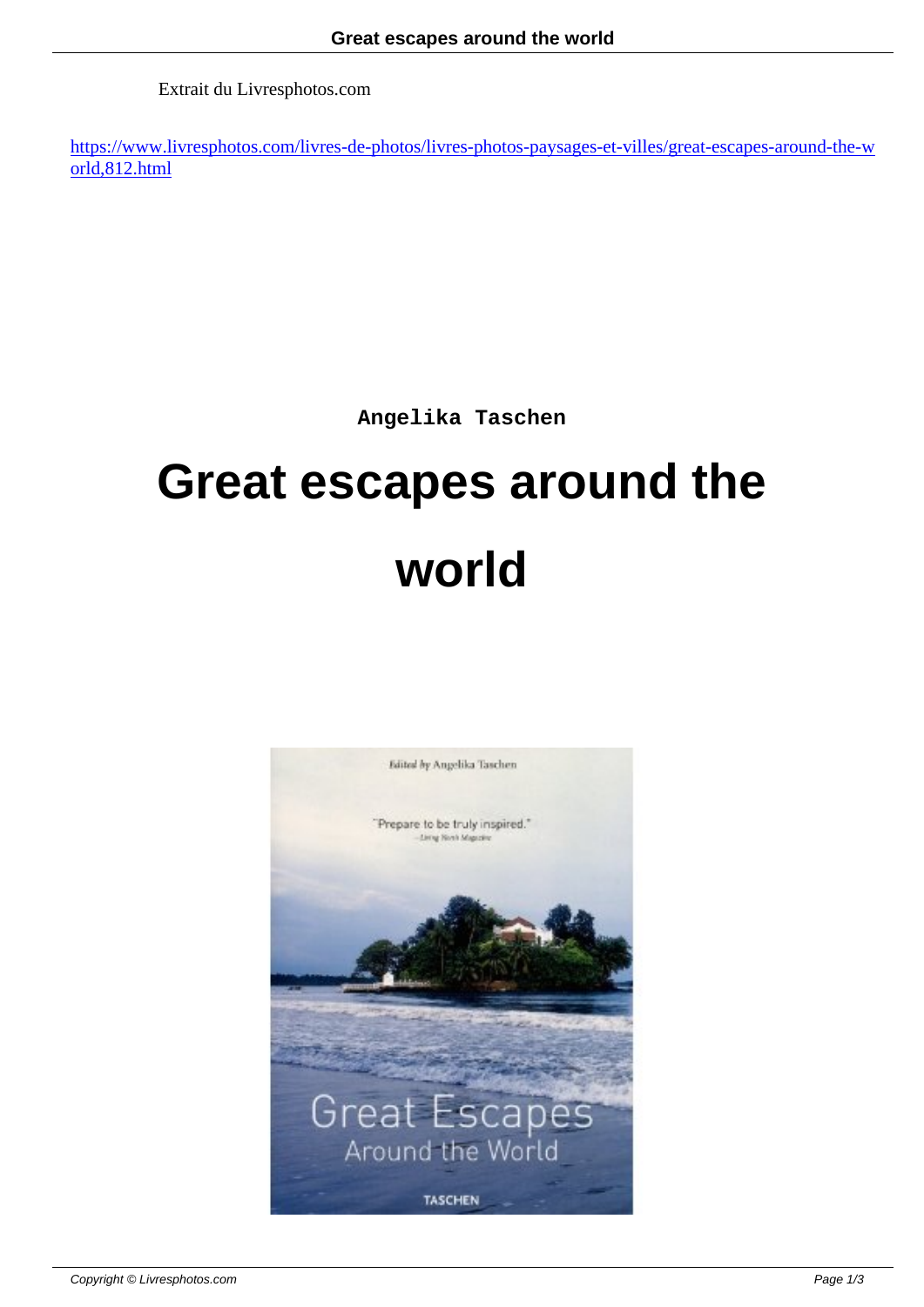Extrait du Livresphotos.com

https://www.livresphotos.com/livres-de-photos/livres-photos-paysages-et-villes/great-escapes-around-the-world,812.html

**Angelika Taschen**

# Great escapes around the world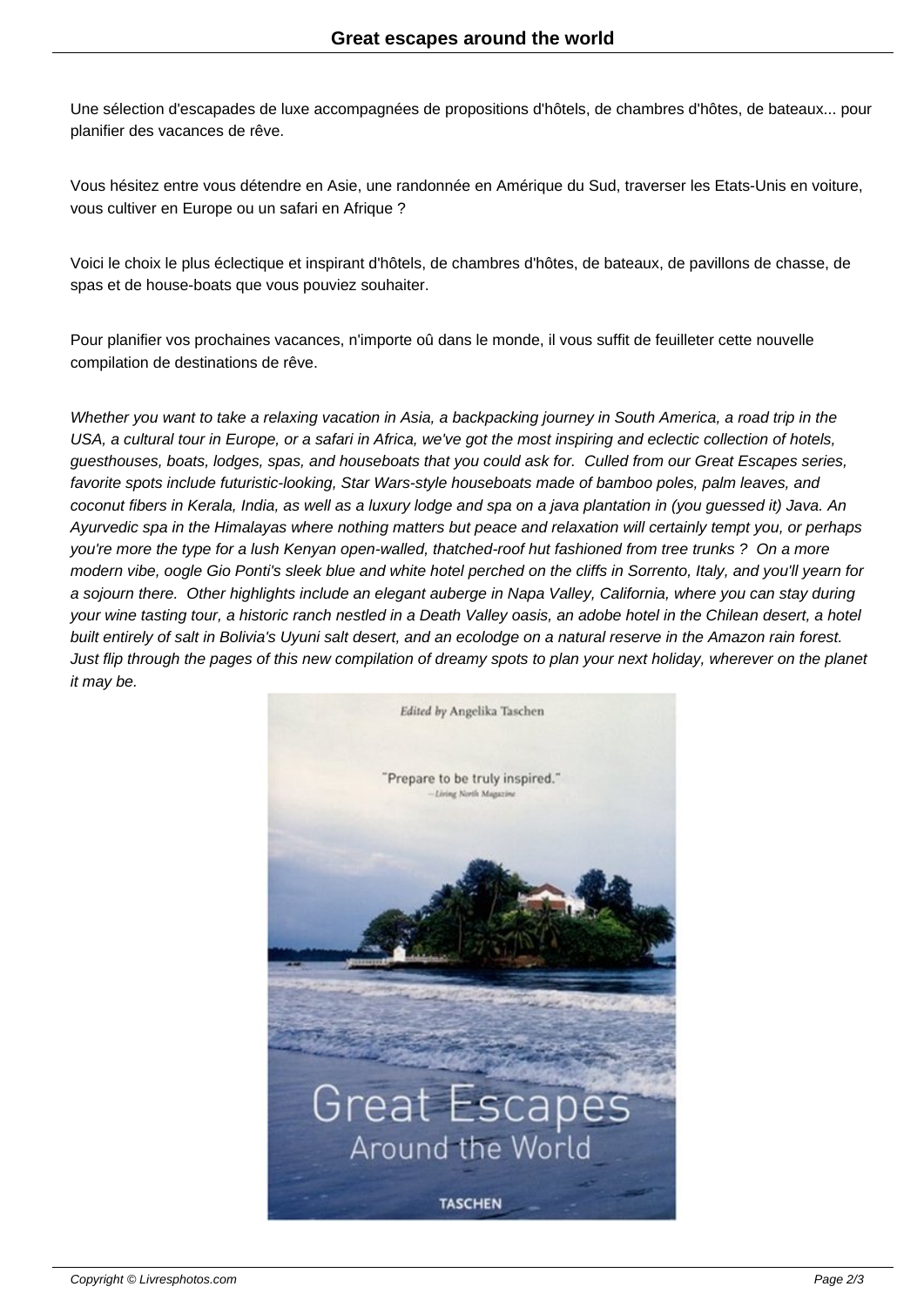Une sélection d'escapades de luxe accompagnées de propositions d'hôtels, de chambres d'hôtes, de bateaux... pour planifier des vacances de rêve.

Vous hésitez entre vous détendre en Asie, une randonnée en Amérique du Sud, traverser les Etats-Unis en voiture, vous cultiver en Europe ou un safari en Afrique ?

Voici le choix le plus éclectique et inspirant d'hôtels, de chambres d'hôtes, de bateaux, de pavillons de chasse, de spas et de house-boats que vous pouviez souhaiter.

Pour planifier vos prochaines vacances, n'importe oû dans le monde, il vous suffit de feuilleter cette nouvelle compilation de destinations de rêve.

*Whether you want to take a relaxing vacation in Asia, a backpacking journey in South America, a road trip in the USA, a cultural tour in Europe, or a safari in Africa, we've got the most inspiring and eclectic collection of hotels, guesthouses, boats, lodges, spas, and houseboats that you could ask for. Culled from our Great Escapes series, favorite spots include futuristic-looking, Star Wars-style houseboats made of bamboo poles, palm leaves, and coconut fibers in Kerala, India, as well as a luxury lodge and spa on a java plantation in (you guessed it) Java. An Ayurvedic spa in the Himalayas where nothing matters but peace and relaxation will certainly tempt you, or perhaps you're more the type for a lush Kenyan open-walled, thatched-roof hut fashioned from tree trunks ? On a more modern vibe, oogle Gio Ponti's sleek blue and white hotel perched on the cliffs in Sorrento, Italy, and you'll yearn for a sojourn there. Other highlights include an elegant auberge in Napa Valley, California, where you can stay during your wine tasting tour, a historic ranch nestled in a Death Valley oasis, an adobe hotel in the Chilean desert, a hotel built entirely of salt in Bolivia's Uyuni salt desert, and an ecolodge on a natural reserve in the Amazon rain forest. Just flip through the pages of this new compilation of dreamy spots to plan your next holiday, wherever on the planet it may be.*

*Edited by* Angelika Taschen

"Prepare to be truly inspired."
— Living North Magazine

Great Escapes
Around the World

TASCHEN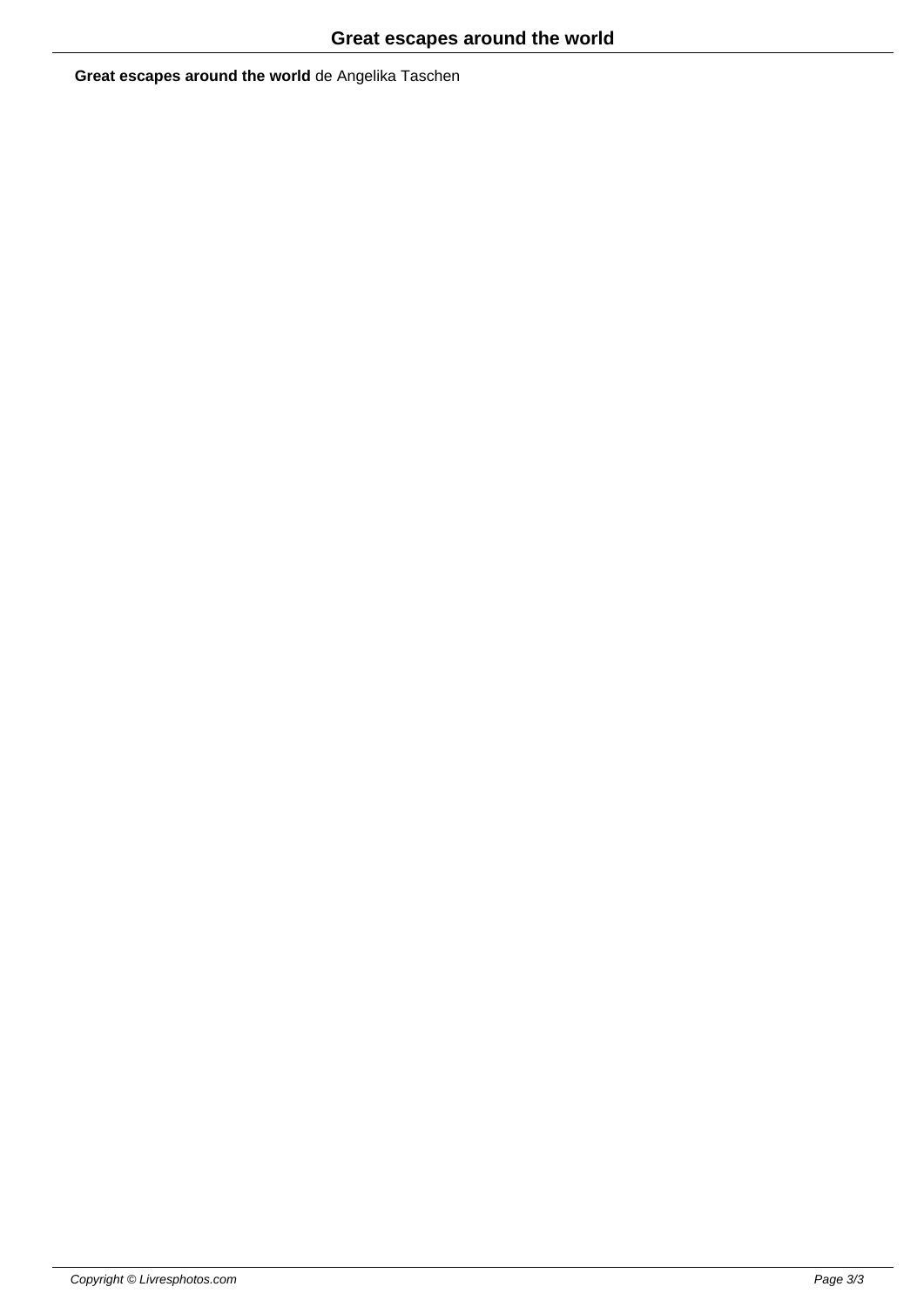**Great escapes around the world** de Angelika Taschen